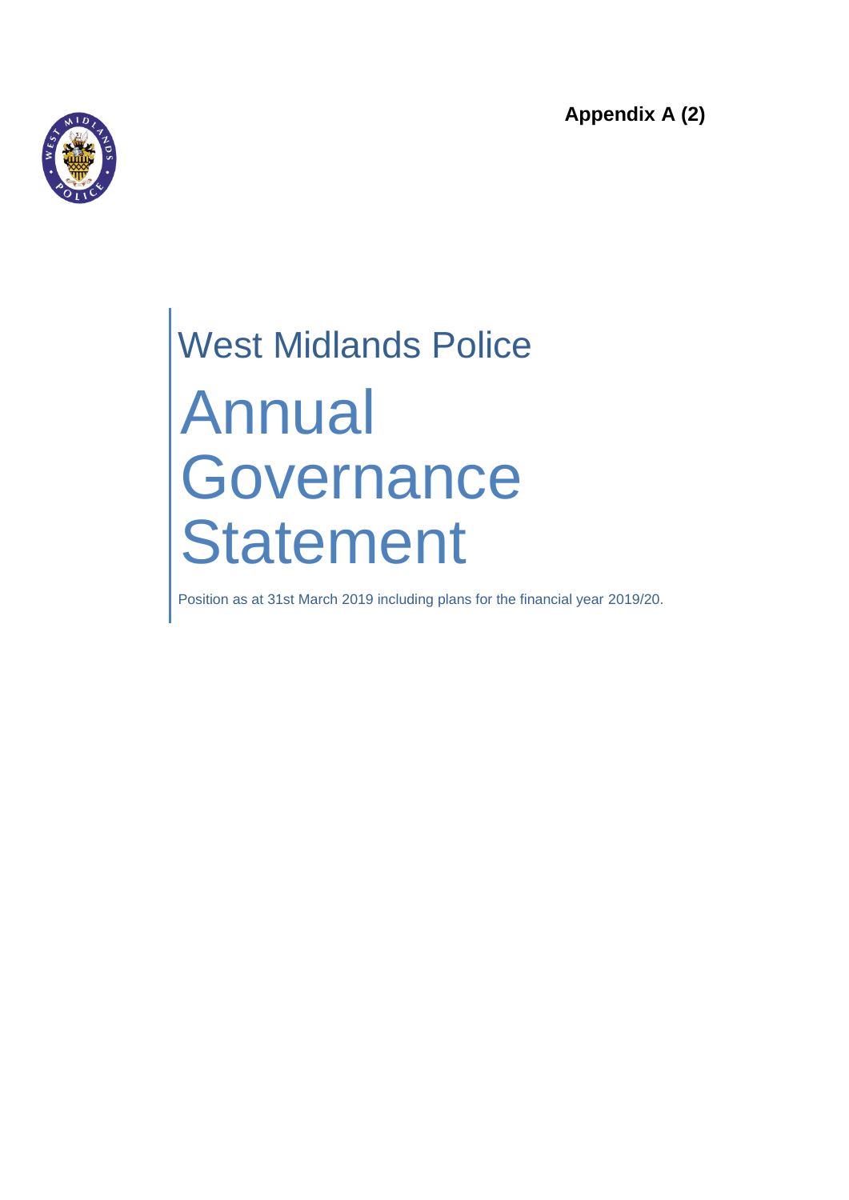**Appendix A (2)**

West Midlands Police

# Annual Governance Statement

Position as at 31st March 2019 including plans for the financial year 2019/20.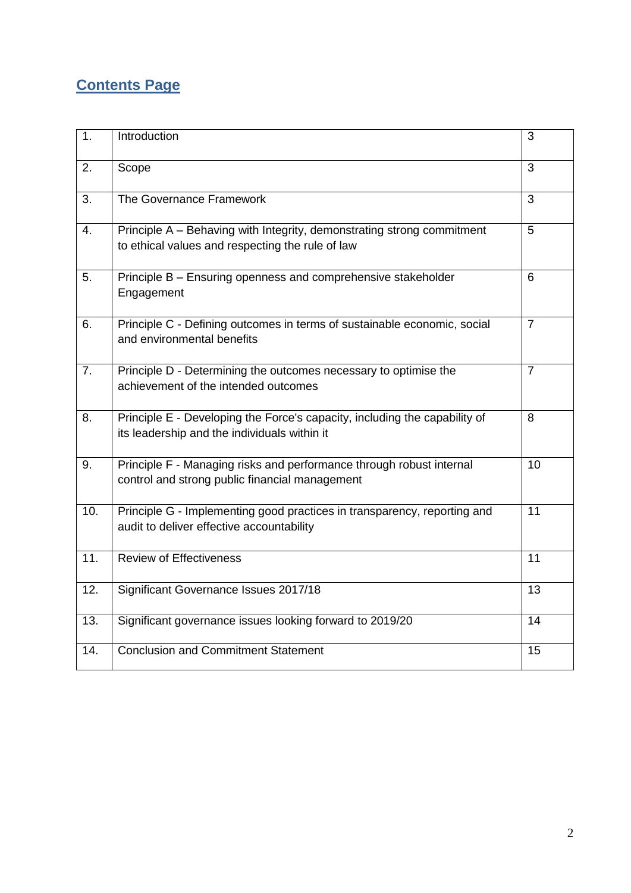## Contents Page

| | | |
|---|---|---|
| 1. | Introduction | 3 |
| 2. | Scope | 3 |
| 3. | The Governance Framework | 3 |
| 4. | Principle A – Behaving with Integrity, demonstrating strong commitment to ethical values and respecting the rule of law | 5 |
| 5. | Principle B – Ensuring openness and comprehensive stakeholder Engagement | 6 |
| 6. | Principle C - Defining outcomes in terms of sustainable economic, social and environmental benefits | 7 |
| 7. | Principle D - Determining the outcomes necessary to optimise the achievement of the intended outcomes | 7 |
| 8. | Principle E - Developing the Force's capacity, including the capability of its leadership and the individuals within it | 8 |
| 9. | Principle F - Managing risks and performance through robust internal control and strong public financial management | 10 |
| 10. | Principle G - Implementing good practices in transparency, reporting and audit to deliver effective accountability | 11 |
| 11. | Review of Effectiveness | 11 |
| 12. | Significant Governance Issues 2017/18 | 13 |
| 13. | Significant governance issues looking forward to 2019/20 | 14 |
| 14. | Conclusion and Commitment Statement | 15 |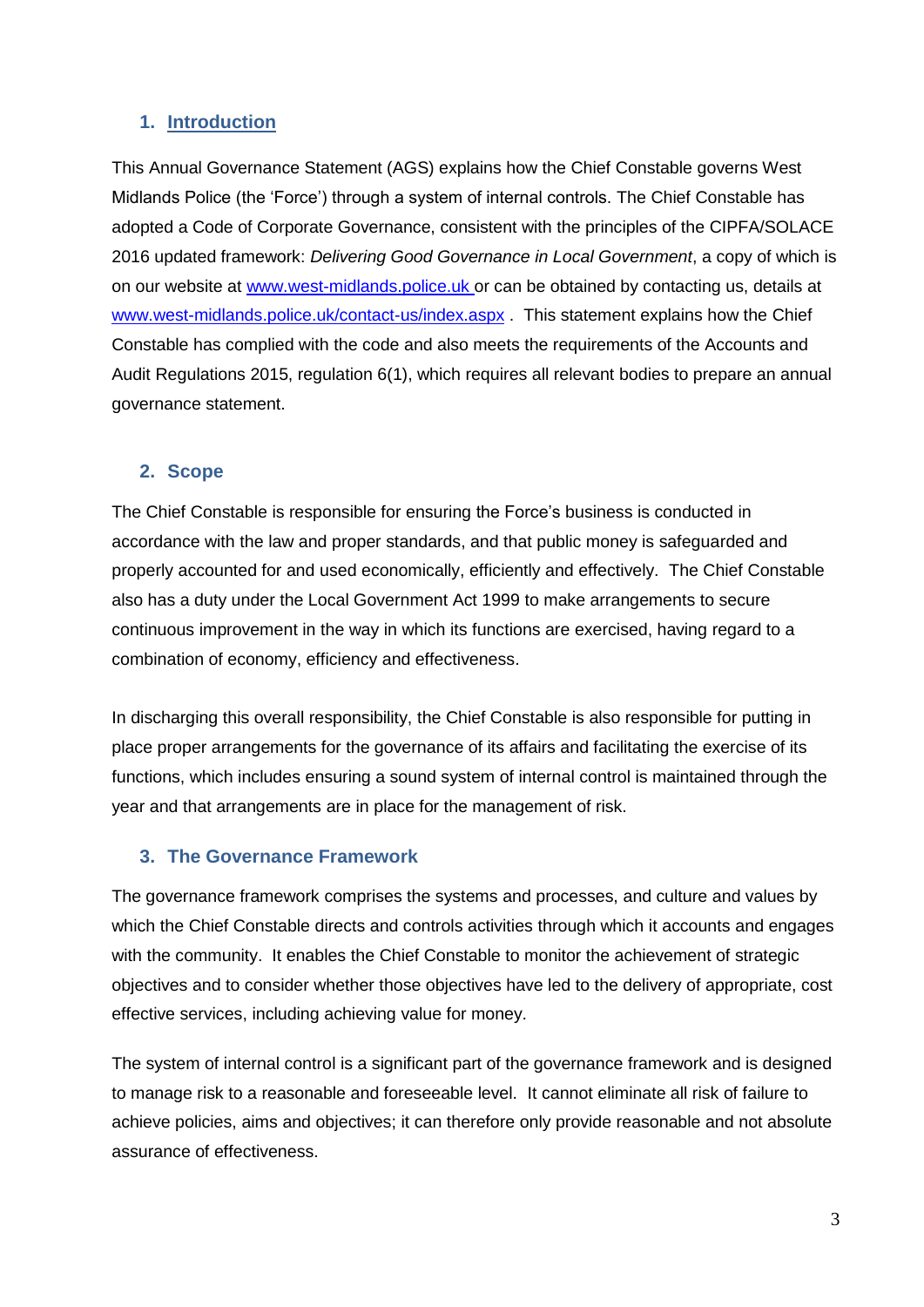## 1. Introduction

This Annual Governance Statement (AGS) explains how the Chief Constable governs West Midlands Police (the 'Force') through a system of internal controls. The Chief Constable has adopted a Code of Corporate Governance, consistent with the principles of the CIPFA/SOLACE 2016 updated framework: *Delivering Good Governance in Local Government*, a copy of which is on our website at www.west-midlands.police.uk or can be obtained by contacting us, details at www.west-midlands.police.uk/contact-us/index.aspx . This statement explains how the Chief Constable has complied with the code and also meets the requirements of the Accounts and Audit Regulations 2015, regulation 6(1), which requires all relevant bodies to prepare an annual governance statement.

## 2. Scope

The Chief Constable is responsible for ensuring the Force's business is conducted in accordance with the law and proper standards, and that public money is safeguarded and properly accounted for and used economically, efficiently and effectively. The Chief Constable also has a duty under the Local Government Act 1999 to make arrangements to secure continuous improvement in the way in which its functions are exercised, having regard to a combination of economy, efficiency and effectiveness.

In discharging this overall responsibility, the Chief Constable is also responsible for putting in place proper arrangements for the governance of its affairs and facilitating the exercise of its functions, which includes ensuring a sound system of internal control is maintained through the year and that arrangements are in place for the management of risk.

## 3. The Governance Framework

The governance framework comprises the systems and processes, and culture and values by which the Chief Constable directs and controls activities through which it accounts and engages with the community. It enables the Chief Constable to monitor the achievement of strategic objectives and to consider whether those objectives have led to the delivery of appropriate, cost effective services, including achieving value for money.

The system of internal control is a significant part of the governance framework and is designed to manage risk to a reasonable and foreseeable level. It cannot eliminate all risk of failure to achieve policies, aims and objectives; it can therefore only provide reasonable and not absolute assurance of effectiveness.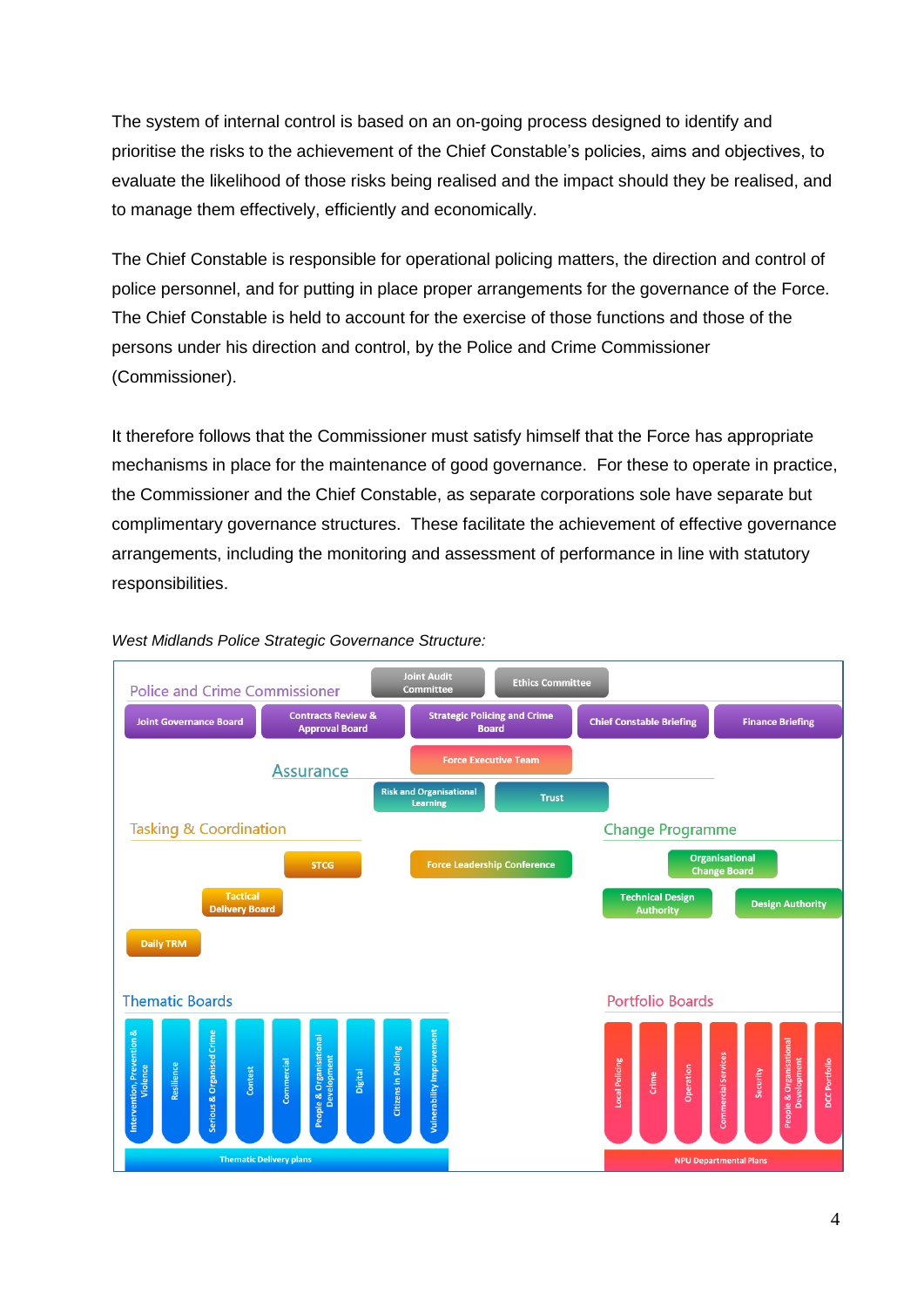The system of internal control is based on an on-going process designed to identify and prioritise the risks to the achievement of the Chief Constable's policies, aims and objectives, to evaluate the likelihood of those risks being realised and the impact should they be realised, and to manage them effectively, efficiently and economically.

The Chief Constable is responsible for operational policing matters, the direction and control of police personnel, and for putting in place proper arrangements for the governance of the Force. The Chief Constable is held to account for the exercise of those functions and those of the persons under his direction and control, by the Police and Crime Commissioner (Commissioner).

It therefore follows that the Commissioner must satisfy himself that the Force has appropriate mechanisms in place for the maintenance of good governance. For these to operate in practice, the Commissioner and the Chief Constable, as separate corporations sole have separate but complimentary governance structures. These facilitate the achievement of effective governance arrangements, including the monitoring and assessment of performance in line with statutory responsibilities.

*West Midlands Police Strategic Governance Structure:*

**Police and Crime Commissioner**

- Joint Audit Committee
- Ethics Committee
- Joint Governance Board
- Contracts Review & Approval Board
- Strategic Policing and Crime Board
- Chief Constable Briefing
- Finance Briefing
- Force Executive Team

**Assurance**

- Risk and Organisational Learning
- Trust

**Tasking & Coordination**

- STCG
- Force Leadership Conference
- Tactical Delivery Board
- Daily TRM

**Change Programme**

- Organisational Change Board
- Technical Design Authority
- Design Authority

**Thematic Boards**

- Intervention, Prevention & Violence
- Resilience
- Serious & Organised Crime
- Contest
- Commercial
- People & Organisational Development
- Digital
- Citizens in Policing
- Vulnerability Improvement

Thematic Delivery plans

**Portfolio Boards**

- Local Policing
- Crime
- Operation
- Commercial Services
- Security
- People & Organisational Development
- DCC Portfolio

NPU Departmental Plans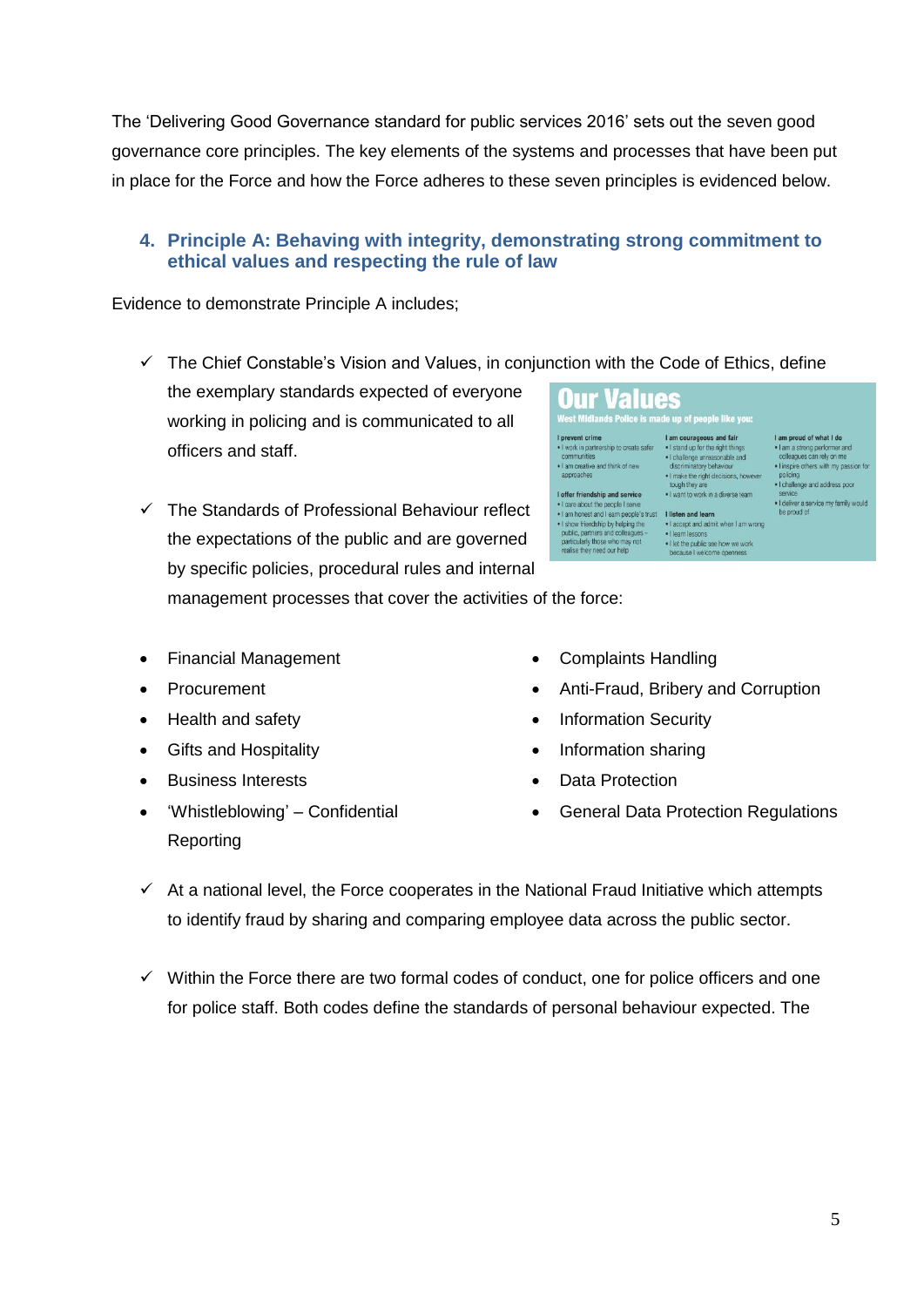The 'Delivering Good Governance standard for public services 2016' sets out the seven good governance core principles. The key elements of the systems and processes that have been put in place for the Force and how the Force adheres to these seven principles is evidenced below.

## 4. Principle A: Behaving with integrity, demonstrating strong commitment to ethical values and respecting the rule of law

Evidence to demonstrate Principle A includes;

- ✓ The Chief Constable's Vision and Values, in conjunction with the Code of Ethics, define the exemplary standards expected of everyone working in policing and is communicated to all officers and staff.

**Our Values**

**West Midlands Police is made up of people like you:**

**I prevent crime**
- I work in partnership to create safer communities
- I am creative and think of new approaches

**I offer friendship and service**
- I care about the people I serve
- I am honest and I earn people's trust
- I show friendship by helping the public, partners and colleagues – particularly those who may not realise they need our help

**I am courageous and fair**
- I stand up for the right things
- I challenge unreasonable and discriminatory behaviour
- I make the right decisions, however tough they are
- I want to work in a diverse team

**I listen and learn**
- I accept and admit when I am wrong
- I learn lessons
- I let the public see how we work because I welcome openness

**I am proud of what I do**
- I am a strong performer and colleagues can rely on me
- I inspire others with my passion for policing
- I challenge and address poor service
- I deliver a service my family would be proud of

- ✓ The Standards of Professional Behaviour reflect the expectations of the public and are governed by specific policies, procedural rules and internal management processes that cover the activities of the force:

- Financial Management
- Procurement
- Health and safety
- Gifts and Hospitality
- Business Interests
- 'Whistleblowing' – Confidential Reporting
- Complaints Handling
- Anti-Fraud, Bribery and Corruption
- Information Security
- Information sharing
- Data Protection
- General Data Protection Regulations

- ✓ At a national level, the Force cooperates in the National Fraud Initiative which attempts to identify fraud by sharing and comparing employee data across the public sector.

- ✓ Within the Force there are two formal codes of conduct, one for police officers and one for police staff. Both codes define the standards of personal behaviour expected. The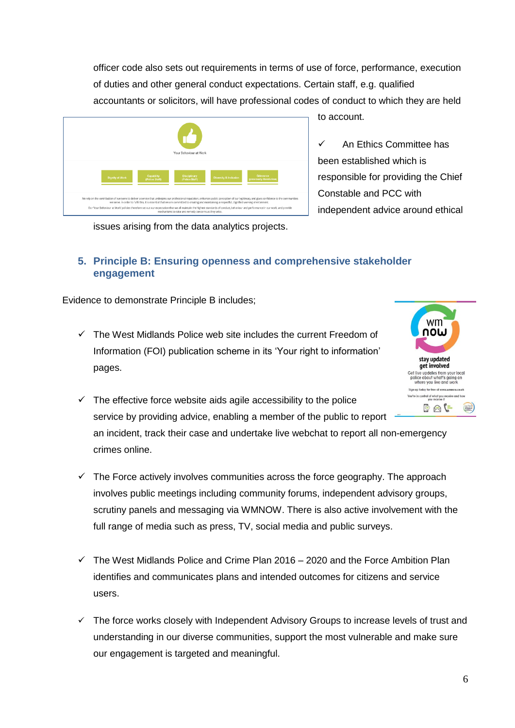officer code also sets out requirements in terms of use of force, performance, execution of duties and other general conduct expectations. Certain staff, e.g. qualified accountants or solicitors, will have professional codes of conduct to which they are held to account.

- ✓ An Ethics Committee has been established which is responsible for providing the Chief Constable and PCC with independent advice around ethical issues arising from the data analytics projects.

## 5. Principle B: Ensuring openness and comprehensive stakeholder engagement

Evidence to demonstrate Principle B includes;

- ✓ The West Midlands Police web site includes the current Freedom of Information (FOI) publication scheme in its 'Your right to information' pages.

- ✓ The effective force website aids agile accessibility to the police service by providing advice, enabling a member of the public to report an incident, track their case and undertake live webchat to report all non-emergency crimes online.

- ✓ The Force actively involves communities across the force geography. The approach involves public meetings including community forums, independent advisory groups, scrutiny panels and messaging via WMNOW. There is also active involvement with the full range of media such as press, TV, social media and public surveys.

- ✓ The West Midlands Police and Crime Plan 2016 – 2020 and the Force Ambition Plan identifies and communicates plans and intended outcomes for citizens and service users.

- ✓ The force works closely with Independent Advisory Groups to increase levels of trust and understanding in our diverse communities, support the most vulnerable and make sure our engagement is targeted and meaningful.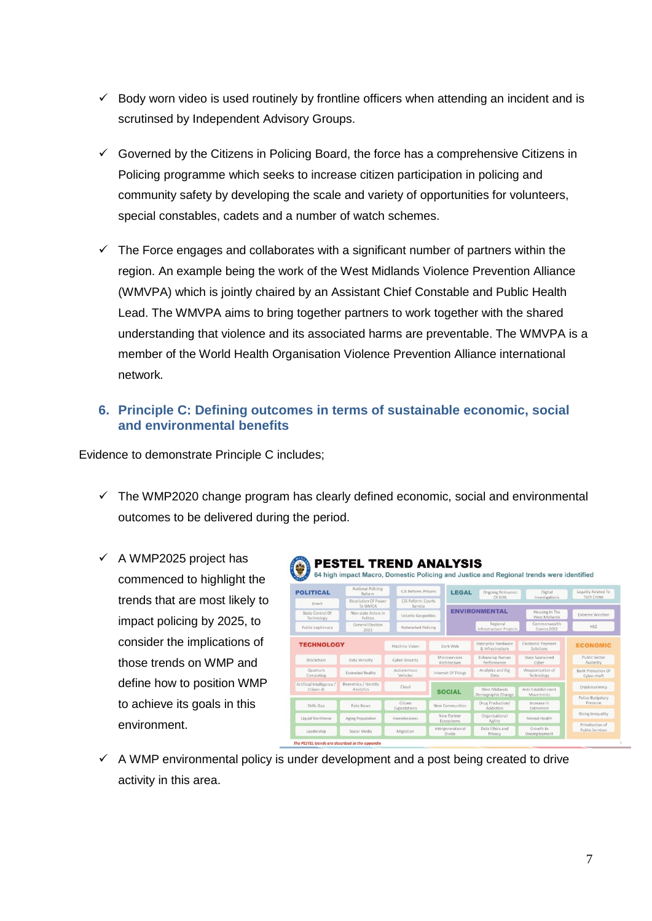- ✓ Body worn video is used routinely by frontline officers when attending an incident and is scrutinsed by Independent Advisory Groups.

- ✓ Governed by the Citizens in Policing Board, the force has a comprehensive Citizens in Policing programme which seeks to increase citizen participation in policing and community safety by developing the scale and variety of opportunities for volunteers, special constables, cadets and a number of watch schemes.

- ✓ The Force engages and collaborates with a significant number of partners within the region. An example being the work of the West Midlands Violence Prevention Alliance (WMVPA) which is jointly chaired by an Assistant Chief Constable and Public Health Lead. The WMVPA aims to bring together partners to work together with the shared understanding that violence and its associated harms are preventable. The WMVPA is a member of the World Health Organisation Violence Prevention Alliance international network.

## 6. Principle C: Defining outcomes in terms of sustainable economic, social and environmental benefits

Evidence to demonstrate Principle C includes;

- ✓ The WMP2020 change program has clearly defined economic, social and environmental outcomes to be delivered during the period.

- ✓ A WMP2025 project has commenced to highlight the trends that are most likely to impact policing by 2025, to consider the implications of those trends on WMP and define how to position WMP to achieve its goals in this environment.

**PESTEL TREND ANALYSIS**

64 high impact Macro, Domestic Policing and Justice and Regional trends were identified

| POLITICAL | LEGAL | ENVIRONMENTAL | TECHNOLOGY | ECONOMIC | SOCIAL |
|---|---|---|---|---|---|
| National Policing Reform | Ongoing Relevance Of RIPA | Housing In The West Midlands | Machine Vision | Public Sector Austerity | West Midlands Demographic Change |
| CJS Reform: Prisons | Digital Investigations | Extreme Weather | Dark Web | Bank Protection Of Cyber-theft | Anti-Establishment Movements |
| Brexit | Legality Related To Tech Crime | Regional Infrastructure Projects | Enterprise Hardware & Infrastructure | Cryptocurrency | Drug Production/ Addiction |
| Devolution Of Power To WMCA | | Commonwealth Games 2022 | Electronic Payment Solutions | Police Budgetary Pressure | Increase In Extremism |
| CJS Reform: Courts Service | | HS2 | Blockchain | Rising Inequality | Skills Gap |
| State Control Of Technology | | | Data Veracity | Privatisation of Public Services | Fake News |
| Non-state Actors In Politics | | | Cyber Security | | Citizen Expectations |
| Volatile Geopolitics | | | Microservices Architecture | | New Communities |
| Public Legitimacy | | | Enhancing Human Performance | | Organisational Agility |
| General Election 2022 | | | State Sponsored Cyber | | Mental Health |
| Networked Policing | | | Quantum Computing | | Liquid Workforce |
| | | | Extended Reality | | Ageing Population |
| | | | Autonomous Vehicles | | Homelessness |
| | | | Internet Of Things | | New Partner Ecosystems |
| | | | Analytics and Big Data | | Leadership |
| | | | Weaponization of Technology | | Social Media |
| | | | Artificial Intelligence / Citizen AI | | Migration |
| | | | Biometrics / Identity Analytics | | Intergenerational Divide |
| | | | Cloud | | Data Ethics and Privacy |
| | | | | | Growth In Unemployment |

*The PESTEL trends are described in the appendix*

- ✓ A WMP environmental policy is under development and a post being created to drive activity in this area.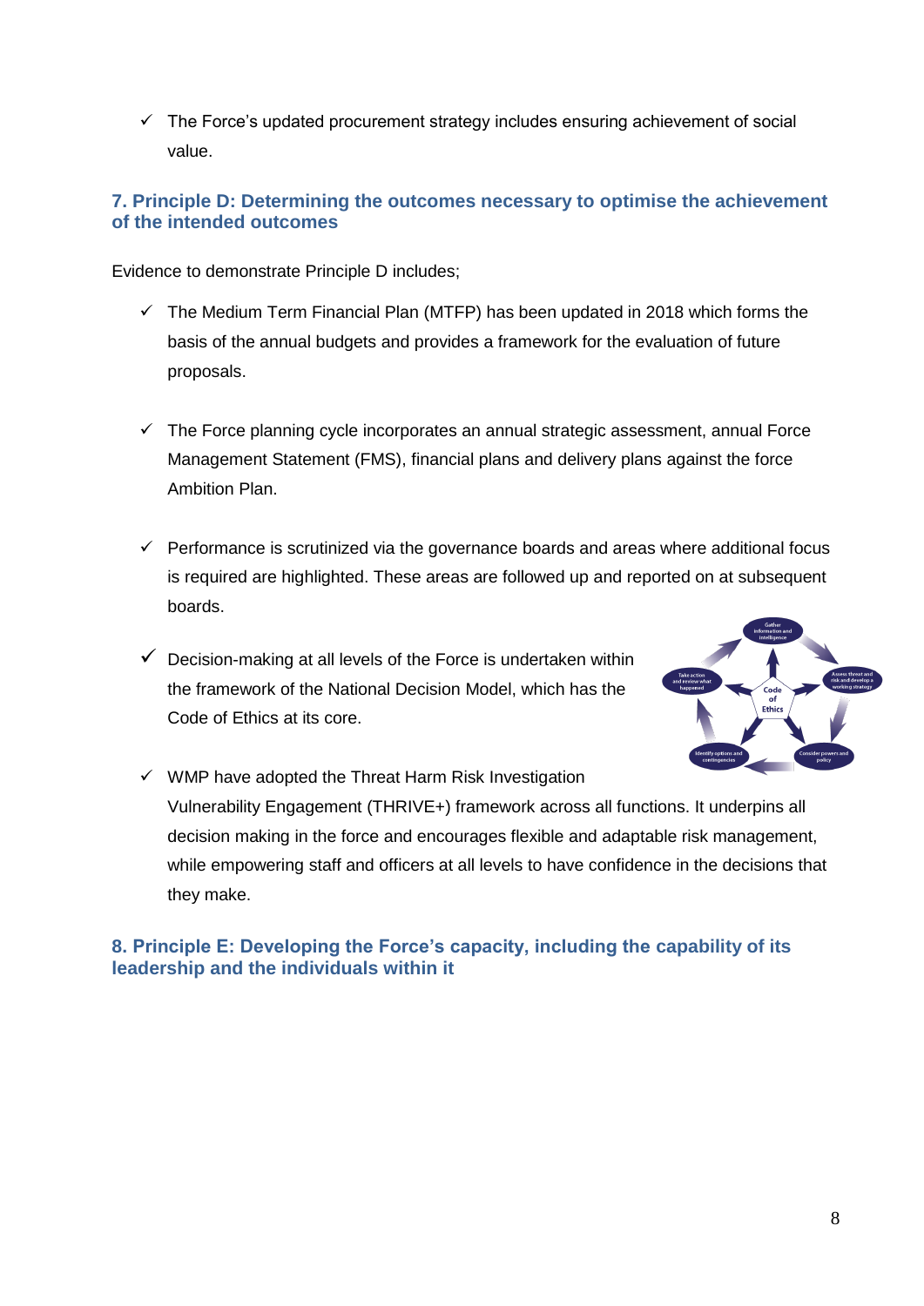- ✓ The Force's updated procurement strategy includes ensuring achievement of social value.

## 7. Principle D: Determining the outcomes necessary to optimise the achievement of the intended outcomes

Evidence to demonstrate Principle D includes;

- ✓ The Medium Term Financial Plan (MTFP) has been updated in 2018 which forms the basis of the annual budgets and provides a framework for the evaluation of future proposals.

- ✓ The Force planning cycle incorporates an annual strategic assessment, annual Force Management Statement (FMS), financial plans and delivery plans against the force Ambition Plan.

- ✓ Performance is scrutinized via the governance boards and areas where additional focus is required are highlighted. These areas are followed up and reported on at subsequent boards.

- ✓ Decision-making at all levels of the Force is undertaken within the framework of the National Decision Model, which has the Code of Ethics at its core.

- ✓ WMP have adopted the Threat Harm Risk Investigation Vulnerability Engagement (THRIVE+) framework across all functions. It underpins all decision making in the force and encourages flexible and adaptable risk management, while empowering staff and officers at all levels to have confidence in the decisions that they make.

## 8. Principle E: Developing the Force's capacity, including the capability of its leadership and the individuals within it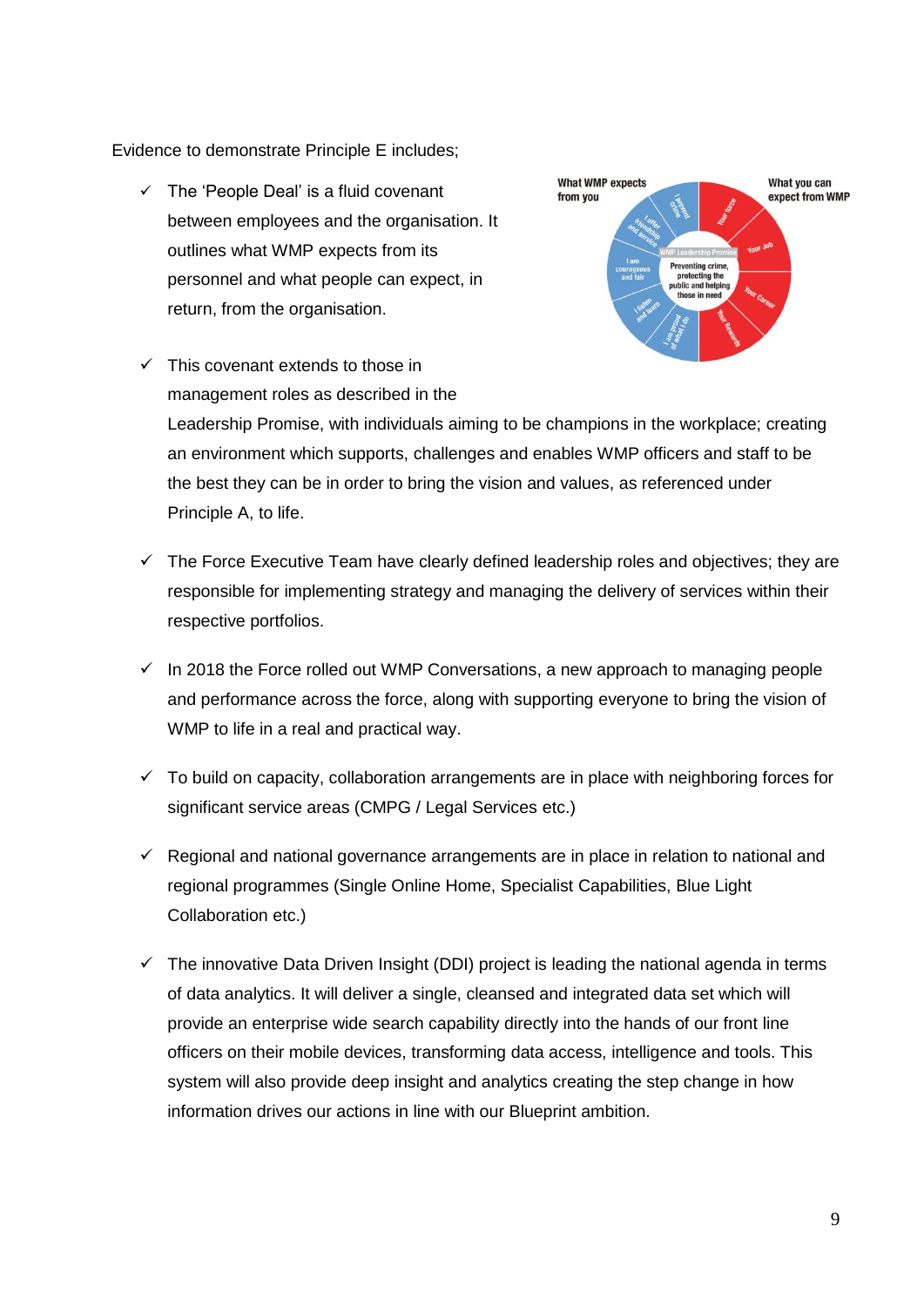Evidence to demonstrate Principle E includes;

- ✓ The 'People Deal' is a fluid covenant between employees and the organisation. It outlines what WMP expects from its personnel and what people can expect, in return, from the organisation.

- ✓ This covenant extends to those in management roles as described in the Leadership Promise, with individuals aiming to be champions in the workplace; creating an environment which supports, challenges and enables WMP officers and staff to be the best they can be in order to bring the vision and values, as referenced under Principle A, to life.

- ✓ The Force Executive Team have clearly defined leadership roles and objectives; they are responsible for implementing strategy and managing the delivery of services within their respective portfolios.

- ✓ In 2018 the Force rolled out WMP Conversations, a new approach to managing people and performance across the force, along with supporting everyone to bring the vision of WMP to life in a real and practical way.

- ✓ To build on capacity, collaboration arrangements are in place with neighboring forces for significant service areas (CMPG / Legal Services etc.)

- ✓ Regional and national governance arrangements are in place in relation to national and regional programmes (Single Online Home, Specialist Capabilities, Blue Light Collaboration etc.)

- ✓ The innovative Data Driven Insight (DDI) project is leading the national agenda in terms of data analytics. It will deliver a single, cleansed and integrated data set which will provide an enterprise wide search capability directly into the hands of our front line officers on their mobile devices, transforming data access, intelligence and tools. This system will also provide deep insight and analytics creating the step change in how information drives our actions in line with our Blueprint ambition.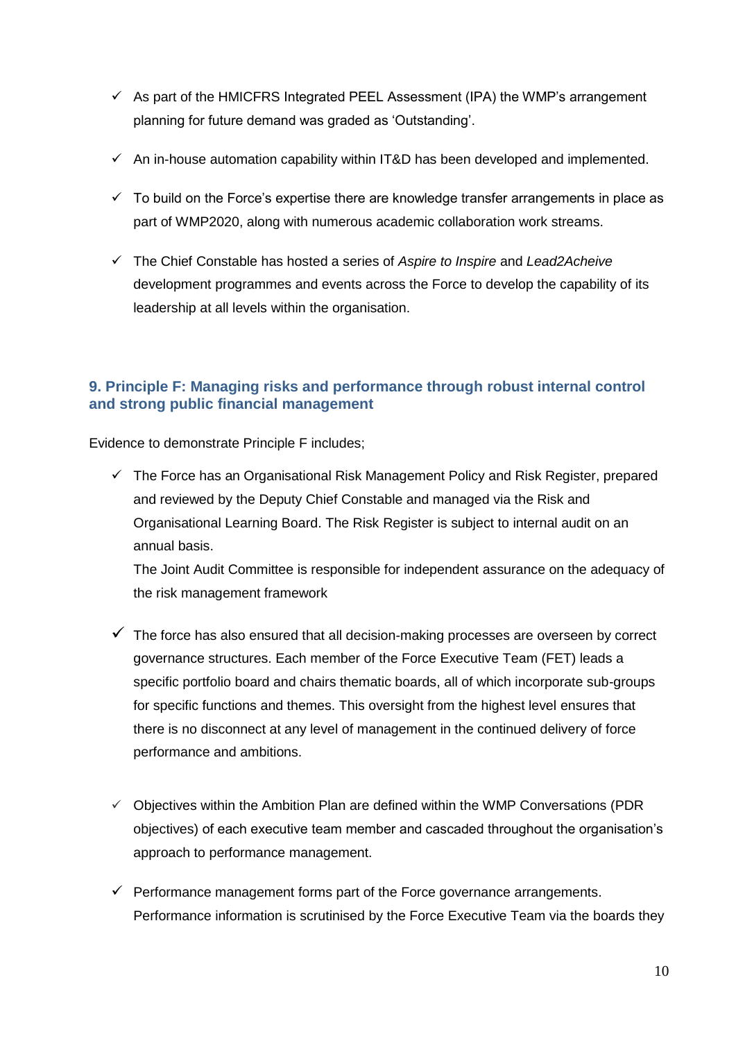- ✓ As part of the HMICFRS Integrated PEEL Assessment (IPA) the WMP's arrangement planning for future demand was graded as 'Outstanding'.

- ✓ An in-house automation capability within IT&D has been developed and implemented.

- ✓ To build on the Force's expertise there are knowledge transfer arrangements in place as part of WMP2020, along with numerous academic collaboration work streams.

- ✓ The Chief Constable has hosted a series of *Aspire to Inspire* and *Lead2Acheive* development programmes and events across the Force to develop the capability of its leadership at all levels within the organisation.

## 9. Principle F: Managing risks and performance through robust internal control and strong public financial management

Evidence to demonstrate Principle F includes;

- ✓ The Force has an Organisational Risk Management Policy and Risk Register, prepared and reviewed by the Deputy Chief Constable and managed via the Risk and Organisational Learning Board. The Risk Register is subject to internal audit on an annual basis.
  The Joint Audit Committee is responsible for independent assurance on the adequacy of the risk management framework

- ✓ The force has also ensured that all decision-making processes are overseen by correct governance structures. Each member of the Force Executive Team (FET) leads a specific portfolio board and chairs thematic boards, all of which incorporate sub-groups for specific functions and themes. This oversight from the highest level ensures that there is no disconnect at any level of management in the continued delivery of force performance and ambitions.

- ✓ Objectives within the Ambition Plan are defined within the WMP Conversations (PDR objectives) of each executive team member and cascaded throughout the organisation's approach to performance management.

- ✓ Performance management forms part of the Force governance arrangements. Performance information is scrutinised by the Force Executive Team via the boards they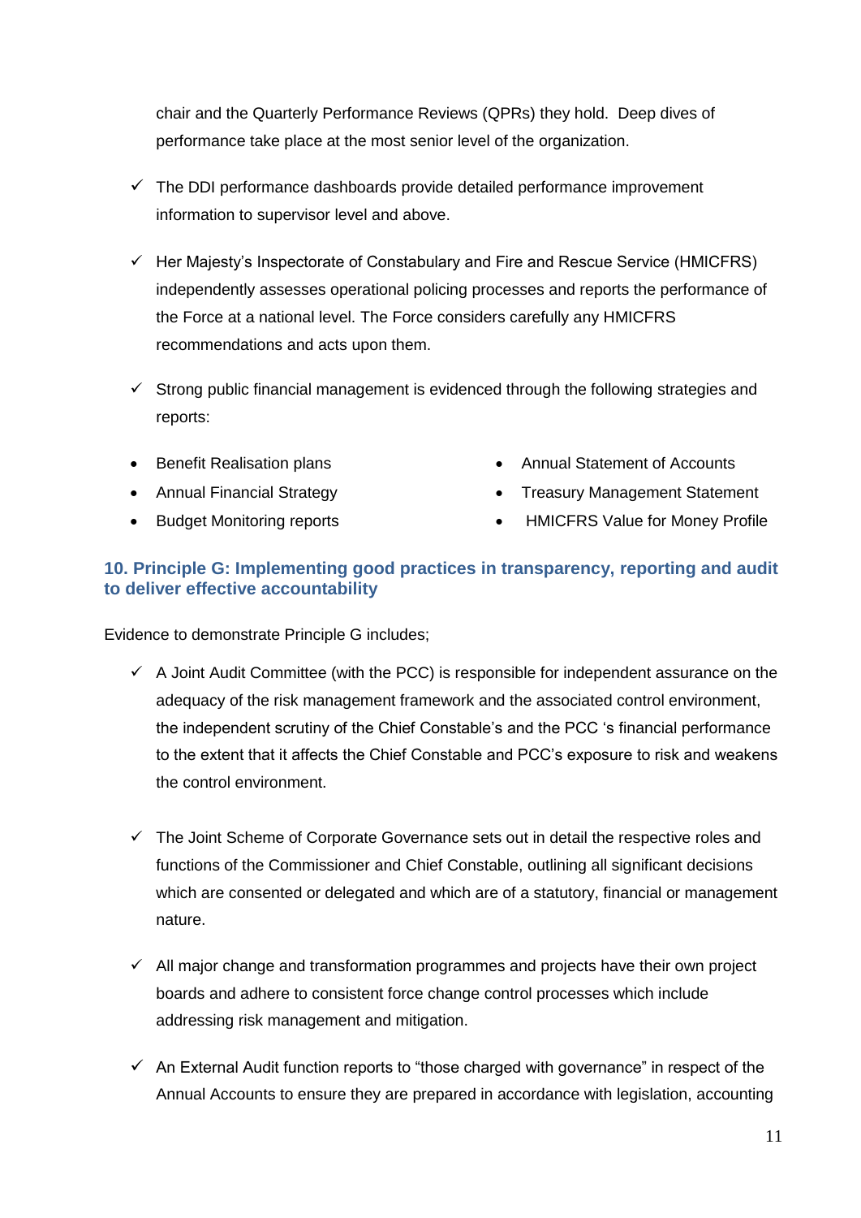chair and the Quarterly Performance Reviews (QPRs) they hold. Deep dives of performance take place at the most senior level of the organization.

- ✓ The DDI performance dashboards provide detailed performance improvement information to supervisor level and above.

- ✓ Her Majesty's Inspectorate of Constabulary and Fire and Rescue Service (HMICFRS) independently assesses operational policing processes and reports the performance of the Force at a national level. The Force considers carefully any HMICFRS recommendations and acts upon them.

- ✓ Strong public financial management is evidenced through the following strategies and reports:

- Benefit Realisation plans
- Annual Financial Strategy
- Budget Monitoring reports
- Annual Statement of Accounts
- Treasury Management Statement
- HMICFRS Value for Money Profile

### 10. Principle G: Implementing good practices in transparency, reporting and audit to deliver effective accountability

Evidence to demonstrate Principle G includes;

- ✓ A Joint Audit Committee (with the PCC) is responsible for independent assurance on the adequacy of the risk management framework and the associated control environment, the independent scrutiny of the Chief Constable's and the PCC 's financial performance to the extent that it affects the Chief Constable and PCC's exposure to risk and weakens the control environment.

- ✓ The Joint Scheme of Corporate Governance sets out in detail the respective roles and functions of the Commissioner and Chief Constable, outlining all significant decisions which are consented or delegated and which are of a statutory, financial or management nature.

- ✓ All major change and transformation programmes and projects have their own project boards and adhere to consistent force change control processes which include addressing risk management and mitigation.

- ✓ An External Audit function reports to "those charged with governance" in respect of the Annual Accounts to ensure they are prepared in accordance with legislation, accounting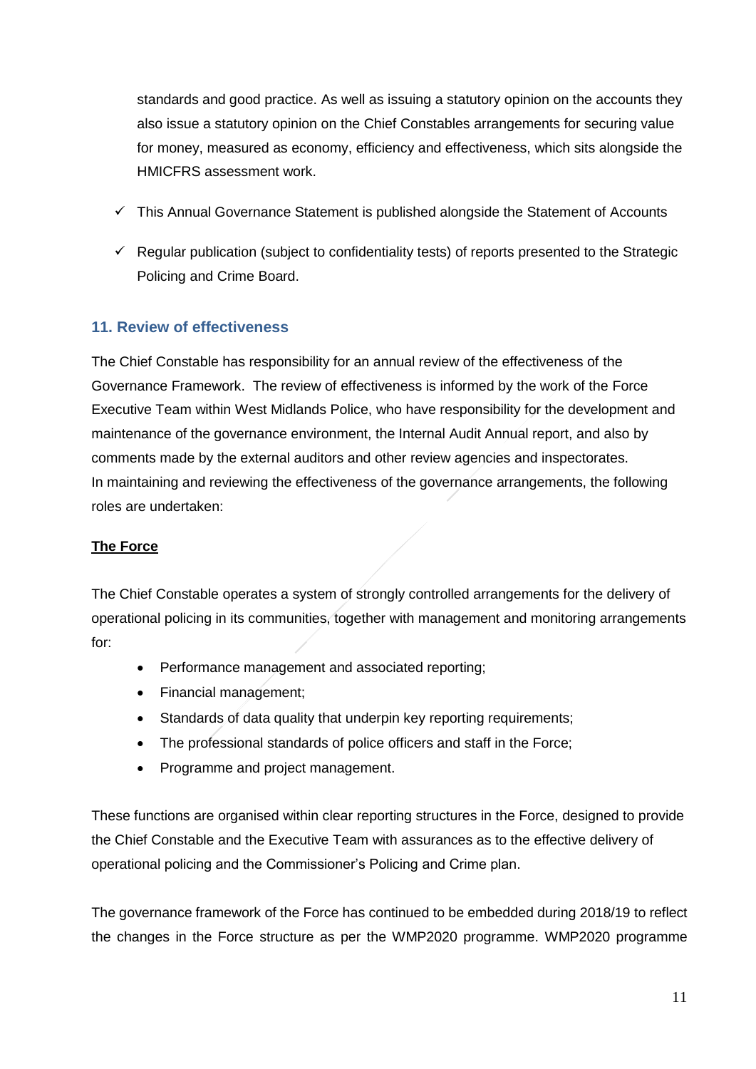standards and good practice. As well as issuing a statutory opinion on the accounts they also issue a statutory opinion on the Chief Constables arrangements for securing value for money, measured as economy, efficiency and effectiveness, which sits alongside the HMICFRS assessment work.

- ✓ This Annual Governance Statement is published alongside the Statement of Accounts
- ✓ Regular publication (subject to confidentiality tests) of reports presented to the Strategic Policing and Crime Board.

## 11. Review of effectiveness

The Chief Constable has responsibility for an annual review of the effectiveness of the Governance Framework. The review of effectiveness is informed by the work of the Force Executive Team within West Midlands Police, who have responsibility for the development and maintenance of the governance environment, the Internal Audit Annual report, and also by comments made by the external auditors and other review agencies and inspectorates. In maintaining and reviewing the effectiveness of the governance arrangements, the following roles are undertaken:

**The Force**

The Chief Constable operates a system of strongly controlled arrangements for the delivery of operational policing in its communities, together with management and monitoring arrangements for:

- Performance management and associated reporting;
- Financial management;
- Standards of data quality that underpin key reporting requirements;
- The professional standards of police officers and staff in the Force;
- Programme and project management.

These functions are organised within clear reporting structures in the Force, designed to provide the Chief Constable and the Executive Team with assurances as to the effective delivery of operational policing and the Commissioner's Policing and Crime plan.

The governance framework of the Force has continued to be embedded during 2018/19 to reflect the changes in the Force structure as per the WMP2020 programme. WMP2020 programme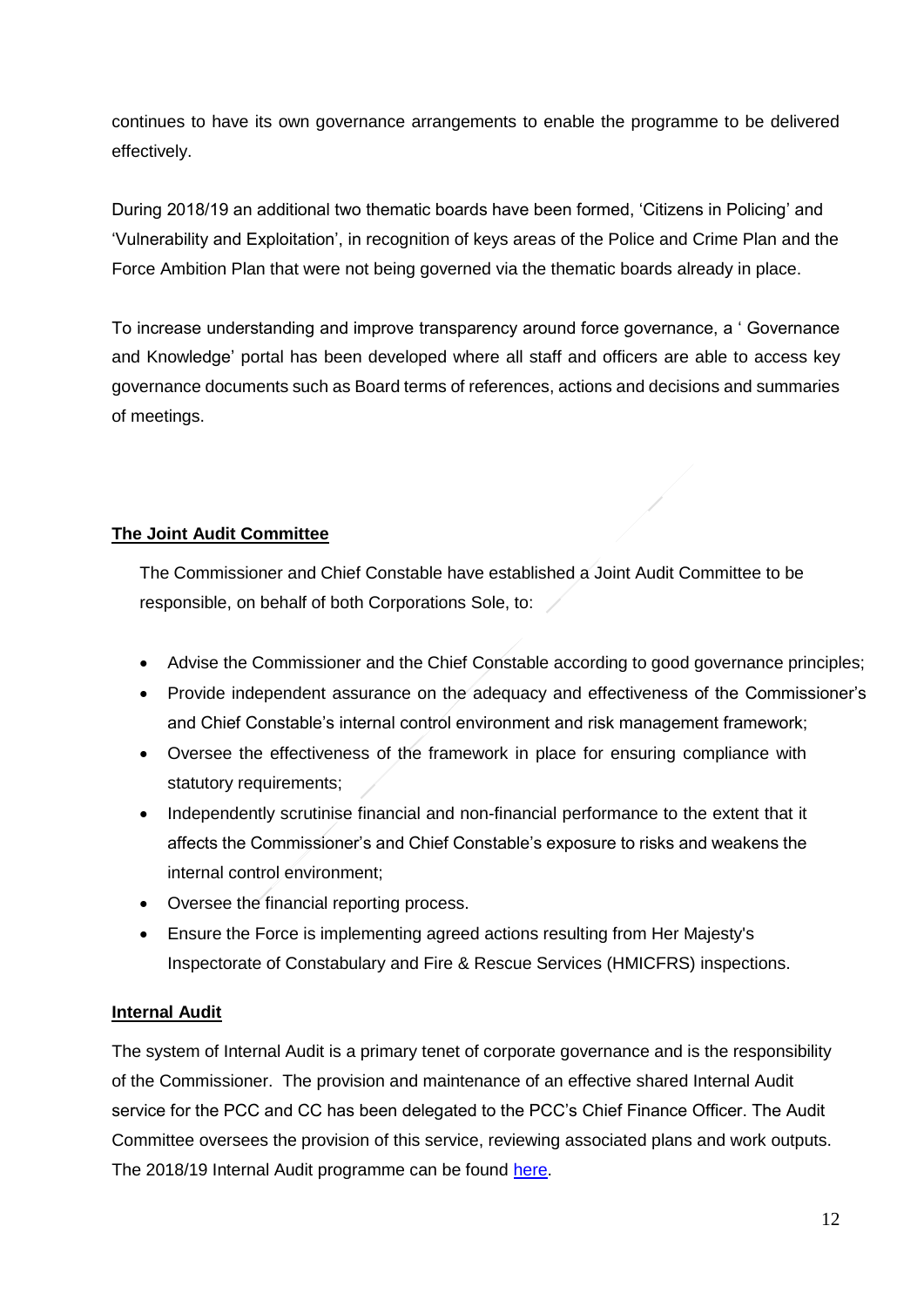continues to have its own governance arrangements to enable the programme to be delivered effectively.

During 2018/19 an additional two thematic boards have been formed, 'Citizens in Policing' and 'Vulnerability and Exploitation', in recognition of keys areas of the Police and Crime Plan and the Force Ambition Plan that were not being governed via the thematic boards already in place.

To increase understanding and improve transparency around force governance, a ' Governance and Knowledge' portal has been developed where all staff and officers are able to access key governance documents such as Board terms of references, actions and decisions and summaries of meetings.

**The Joint Audit Committee**

The Commissioner and Chief Constable have established a Joint Audit Committee to be responsible, on behalf of both Corporations Sole, to:

- Advise the Commissioner and the Chief Constable according to good governance principles;
- Provide independent assurance on the adequacy and effectiveness of the Commissioner's and Chief Constable's internal control environment and risk management framework;
- Oversee the effectiveness of the framework in place for ensuring compliance with statutory requirements;
- Independently scrutinise financial and non-financial performance to the extent that it affects the Commissioner's and Chief Constable's exposure to risks and weakens the internal control environment;
- Oversee the financial reporting process.
- Ensure the Force is implementing agreed actions resulting from Her Majesty's Inspectorate of Constabulary and Fire & Rescue Services (HMICFRS) inspections.

**Internal Audit**

The system of Internal Audit is a primary tenet of corporate governance and is the responsibility of the Commissioner. The provision and maintenance of an effective shared Internal Audit service for the PCC and CC has been delegated to the PCC's Chief Finance Officer. The Audit Committee oversees the provision of this service, reviewing associated plans and work outputs. The 2018/19 Internal Audit programme can be found here.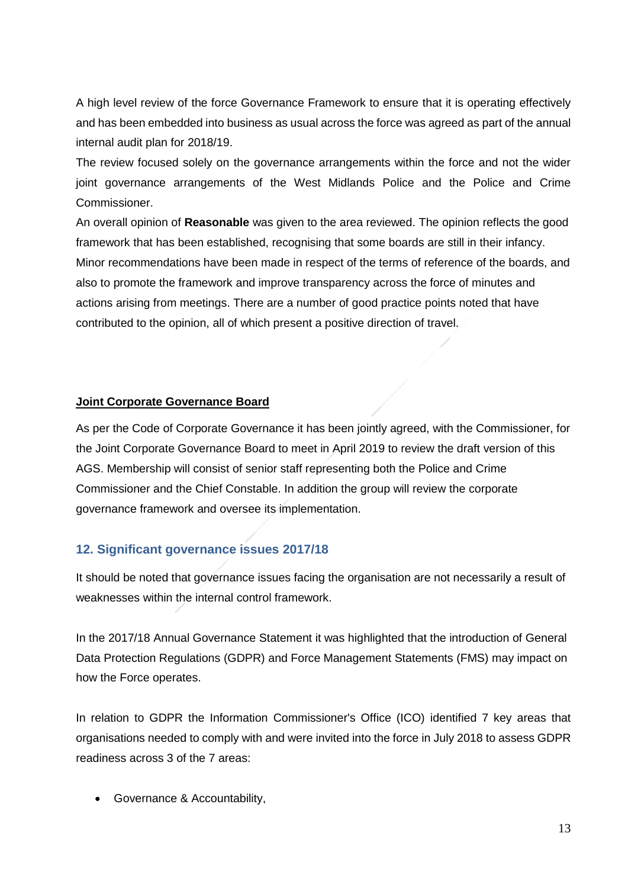A high level review of the force Governance Framework to ensure that it is operating effectively and has been embedded into business as usual across the force was agreed as part of the annual internal audit plan for 2018/19.

The review focused solely on the governance arrangements within the force and not the wider joint governance arrangements of the West Midlands Police and the Police and Crime Commissioner.

An overall opinion of **Reasonable** was given to the area reviewed. The opinion reflects the good framework that has been established, recognising that some boards are still in their infancy. Minor recommendations have been made in respect of the terms of reference of the boards, and also to promote the framework and improve transparency across the force of minutes and actions arising from meetings. There are a number of good practice points noted that have contributed to the opinion, all of which present a positive direction of travel.

**Joint Corporate Governance Board**

As per the Code of Corporate Governance it has been jointly agreed, with the Commissioner, for the Joint Corporate Governance Board to meet in April 2019 to review the draft version of this AGS. Membership will consist of senior staff representing both the Police and Crime Commissioner and the Chief Constable. In addition the group will review the corporate governance framework and oversee its implementation.

## 12. Significant governance issues 2017/18

It should be noted that governance issues facing the organisation are not necessarily a result of weaknesses within the internal control framework.

In the 2017/18 Annual Governance Statement it was highlighted that the introduction of General Data Protection Regulations (GDPR) and Force Management Statements (FMS) may impact on how the Force operates.

In relation to GDPR the Information Commissioner's Office (ICO) identified 7 key areas that organisations needed to comply with and were invited into the force in July 2018 to assess GDPR readiness across 3 of the 7 areas:

- Governance & Accountability,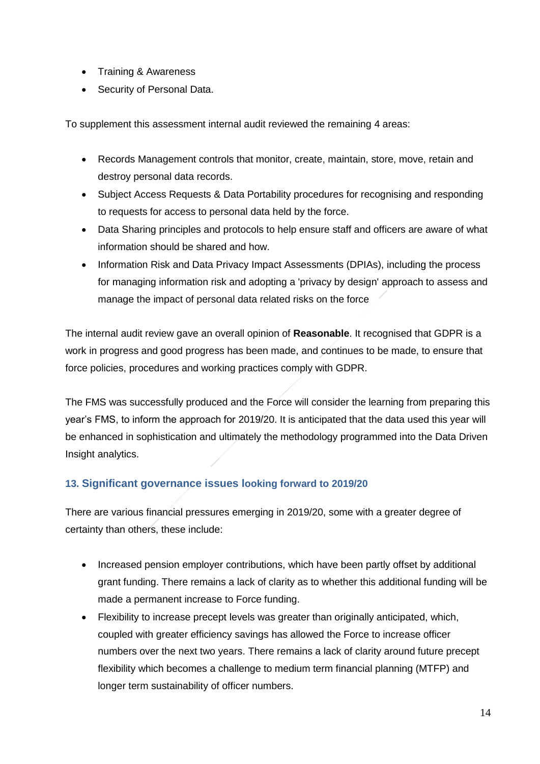- Training & Awareness
- Security of Personal Data.

To supplement this assessment internal audit reviewed the remaining 4 areas:

- Records Management controls that monitor, create, maintain, store, move, retain and destroy personal data records.
- Subject Access Requests & Data Portability procedures for recognising and responding to requests for access to personal data held by the force.
- Data Sharing principles and protocols to help ensure staff and officers are aware of what information should be shared and how.
- Information Risk and Data Privacy Impact Assessments (DPIAs), including the process for managing information risk and adopting a 'privacy by design' approach to assess and manage the impact of personal data related risks on the force

The internal audit review gave an overall opinion of **Reasonable**. It recognised that GDPR is a work in progress and good progress has been made, and continues to be made, to ensure that force policies, procedures and working practices comply with GDPR.

The FMS was successfully produced and the Force will consider the learning from preparing this year's FMS, to inform the approach for 2019/20. It is anticipated that the data used this year will be enhanced in sophistication and ultimately the methodology programmed into the Data Driven Insight analytics.

### 13. Significant governance issues looking forward to 2019/20

There are various financial pressures emerging in 2019/20, some with a greater degree of certainty than others, these include:

- Increased pension employer contributions, which have been partly offset by additional grant funding. There remains a lack of clarity as to whether this additional funding will be made a permanent increase to Force funding.
- Flexibility to increase precept levels was greater than originally anticipated, which, coupled with greater efficiency savings has allowed the Force to increase officer numbers over the next two years. There remains a lack of clarity around future precept flexibility which becomes a challenge to medium term financial planning (MTFP) and longer term sustainability of officer numbers.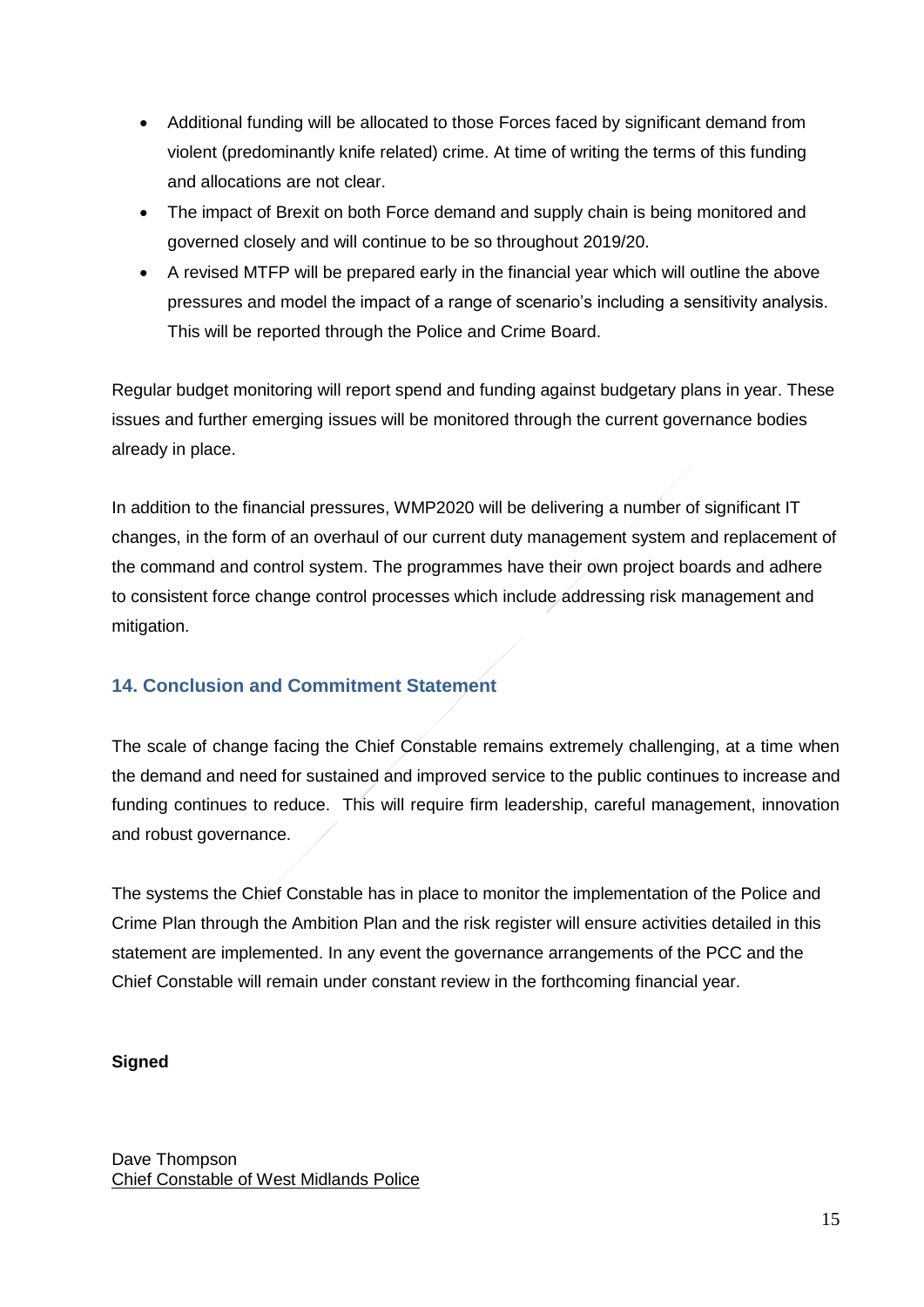- Additional funding will be allocated to those Forces faced by significant demand from violent (predominantly knife related) crime. At time of writing the terms of this funding and allocations are not clear.
- The impact of Brexit on both Force demand and supply chain is being monitored and governed closely and will continue to be so throughout 2019/20.
- A revised MTFP will be prepared early in the financial year which will outline the above pressures and model the impact of a range of scenario's including a sensitivity analysis. This will be reported through the Police and Crime Board.

Regular budget monitoring will report spend and funding against budgetary plans in year. These issues and further emerging issues will be monitored through the current governance bodies already in place.

In addition to the financial pressures, WMP2020 will be delivering a number of significant IT changes, in the form of an overhaul of our current duty management system and replacement of the command and control system. The programmes have their own project boards and adhere to consistent force change control processes which include addressing risk management and mitigation.

## 14. Conclusion and Commitment Statement

The scale of change facing the Chief Constable remains extremely challenging, at a time when the demand and need for sustained and improved service to the public continues to increase and funding continues to reduce. This will require firm leadership, careful management, innovation and robust governance.

The systems the Chief Constable has in place to monitor the implementation of the Police and Crime Plan through the Ambition Plan and the risk register will ensure activities detailed in this statement are implemented. In any event the governance arrangements of the PCC and the Chief Constable will remain under constant review in the forthcoming financial year.

**Signed**

Dave Thompson
Chief Constable of West Midlands Police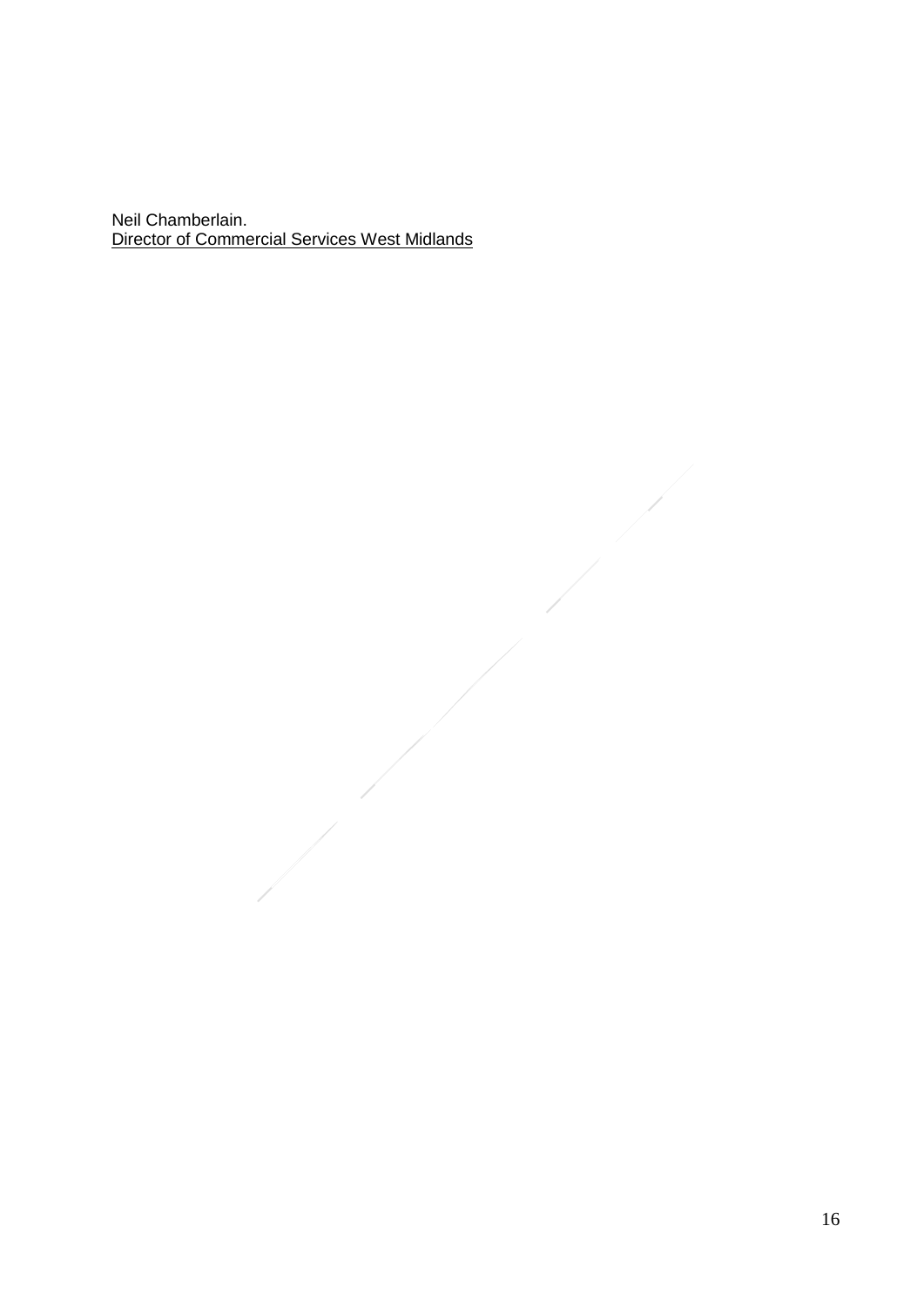Neil Chamberlain.
Director of Commercial Services West Midlands